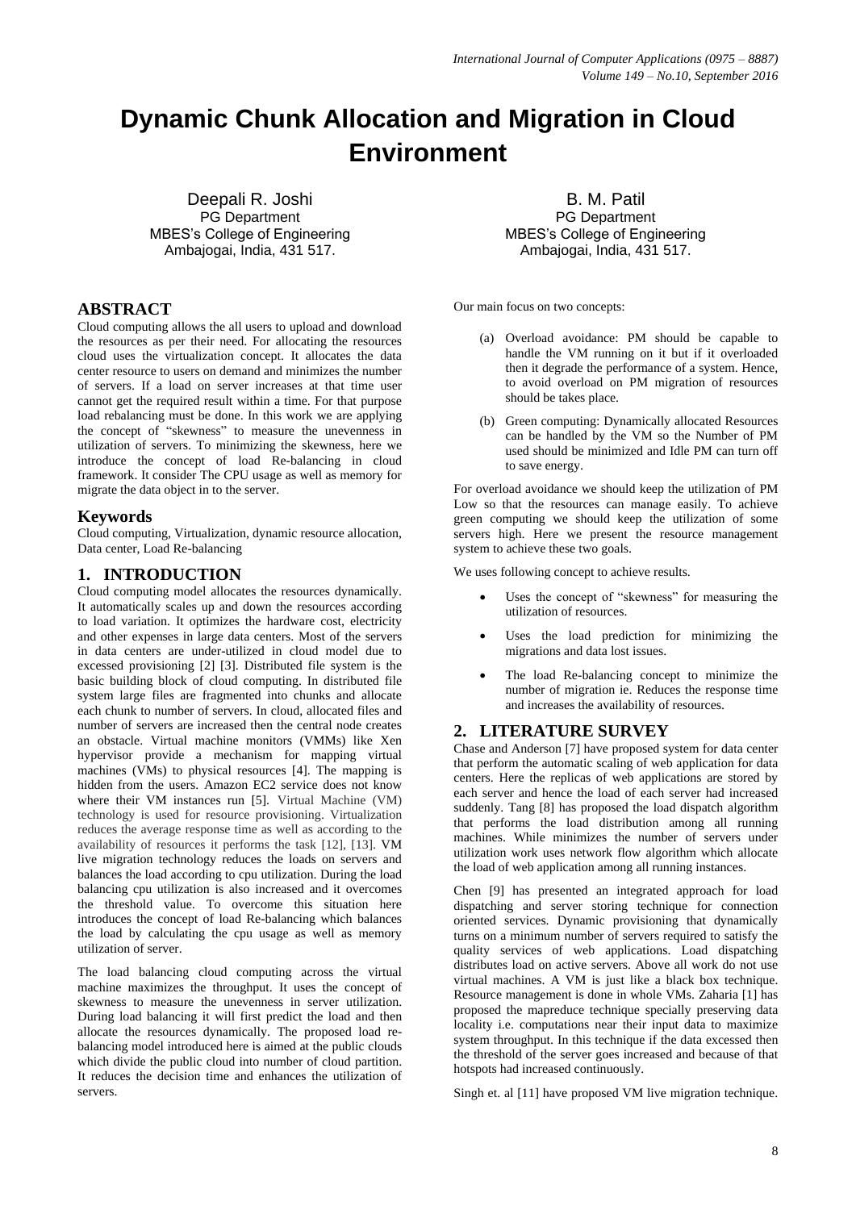# Dynamic Chunk Allocation and Migration in Cloud Environment

Deepali R. Joshi
PG Department
MBES's College of Engineering
Ambajogai, India, 431 517.

B. M. Patil
PG Department
MBES's College of Engineering
Ambajogai, India, 431 517.

## ABSTRACT

Cloud computing allows the all users to upload and download the resources as per their need. For allocating the resources cloud uses the virtualization concept. It allocates the data center resource to users on demand and minimizes the number of servers. If a load on server increases at that time user cannot get the required result within a time. For that purpose load rebalancing must be done. In this work we are applying the concept of "skewness" to measure the unevenness in utilization of servers. To minimizing the skewness, here we introduce the concept of load Re-balancing in cloud framework. It consider The CPU usage as well as memory for migrate the data object in to the server.

## Keywords

Cloud computing, Virtualization, dynamic resource allocation, Data center, Load Re-balancing

## 1. INTRODUCTION

Cloud computing model allocates the resources dynamically. It automatically scales up and down the resources according to load variation. It optimizes the hardware cost, electricity and other expenses in large data centers. Most of the servers in data centers are under-utilized in cloud model due to excessed provisioning [2] [3]. Distributed file system is the basic building block of cloud computing. In distributed file system large files are fragmented into chunks and allocate each chunk to number of servers. In cloud, allocated files and number of servers are increased then the central node creates an obstacle. Virtual machine monitors (VMMs) like Xen hypervisor provide a mechanism for mapping virtual machines (VMs) to physical resources [4]. The mapping is hidden from the users. Amazon EC2 service does not know where their VM instances run [5]. Virtual Machine (VM) technology is used for resource provisioning. Virtualization reduces the average response time as well as according to the availability of resources it performs the task [12], [13]. VM live migration technology reduces the loads on servers and balances the load according to cpu utilization. During the load balancing cpu utilization is also increased and it overcomes the threshold value. To overcome this situation here introduces the concept of load Re-balancing which balances the load by calculating the cpu usage as well as memory utilization of server.

The load balancing cloud computing across the virtual machine maximizes the throughput. It uses the concept of skewness to measure the unevenness in server utilization. During load balancing it will first predict the load and then allocate the resources dynamically. The proposed load re-balancing model introduced here is aimed at the public clouds which divide the public cloud into number of cloud partition. It reduces the decision time and enhances the utilization of servers.

Our main focus on two concepts:

(a) Overload avoidance: PM should be capable to handle the VM running on it but if it overloaded then it degrade the performance of a system. Hence, to avoid overload on PM migration of resources should be takes place.

(b) Green computing: Dynamically allocated Resources can be handled by the VM so the Number of PM used should be minimized and Idle PM can turn off to save energy.

For overload avoidance we should keep the utilization of PM Low so that the resources can manage easily. To achieve green computing we should keep the utilization of some servers high. Here we present the resource management system to achieve these two goals.

We uses following concept to achieve results.

- Uses the concept of "skewness" for measuring the utilization of resources.
- Uses the load prediction for minimizing the migrations and data lost issues.
- The load Re-balancing concept to minimize the number of migration ie. Reduces the response time and increases the availability of resources.

## 2. LITERATURE SURVEY

Chase and Anderson [7] have proposed system for data center that perform the automatic scaling of web application for data centers. Here the replicas of web applications are stored by each server and hence the load of each server had increased suddenly. Tang [8] has proposed the load dispatch algorithm that performs the load distribution among all running machines. While minimizes the number of servers under utilization work uses network flow algorithm which allocate the load of web application among all running instances.

Chen [9] has presented an integrated approach for load dispatching and server storing technique for connection oriented services. Dynamic provisioning that dynamically turns on a minimum number of servers required to satisfy the quality services of web applications. Load dispatching distributes load on active servers. Above all work do not use virtual machines. A VM is just like a black box technique. Resource management is done in whole VMs. Zaharia [1] has proposed the mapreduce technique specially preserving data locality i.e. computations near their input data to maximize system throughput. In this technique if the data excessed then the threshold of the server goes increased and because of that hotspots had increased continuously.

Singh et. al [11] have proposed VM live migration technique.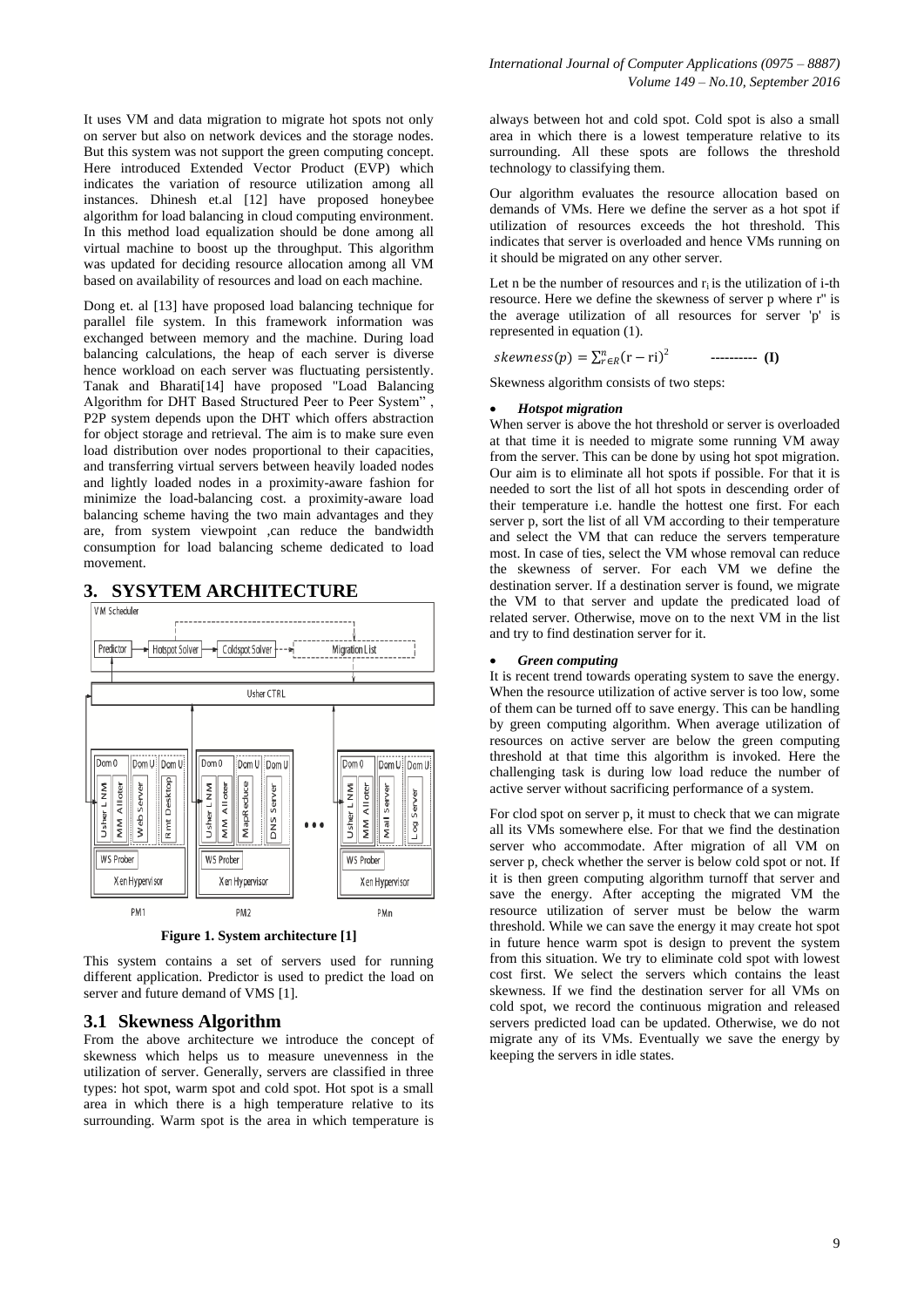It uses VM and data migration to migrate hot spots not only on server but also on network devices and the storage nodes. But this system was not support the green computing concept. Here introduced Extended Vector Product (EVP) which indicates the variation of resource utilization among all instances. Dhinesh et.al [12] have proposed honeybee algorithm for load balancing in cloud computing environment. In this method load equalization should be done among all virtual machine to boost up the throughput. This algorithm was updated for deciding resource allocation among all VM based on availability of resources and load on each machine.

Dong et. al [13] have proposed load balancing technique for parallel file system. In this framework information was exchanged between memory and the machine. During load balancing calculations, the heap of each server is diverse hence workload on each server was fluctuating persistently. Tanak and Bharati[14] have proposed "Load Balancing Algorithm for DHT Based Structured Peer to Peer System" , P2P system depends upon the DHT which offers abstraction for object storage and retrieval. The aim is to make sure even load distribution over nodes proportional to their capacities, and transferring virtual servers between heavily loaded nodes and lightly loaded nodes in a proximity-aware fashion for minimize the load-balancing cost. a proximity-aware load balancing scheme having the two main advantages and they are, from system viewpoint ,can reduce the bandwidth consumption for load balancing scheme dedicated to load movement.

## 3. SYSYTEM ARCHITECTURE

**Figure 1. System architecture [1]**

This system contains a set of servers used for running different application. Predictor is used to predict the load on server and future demand of VMS [1].

### 3.1 Skewness Algorithm

From the above architecture we introduce the concept of skewness which helps us to measure unevenness in the utilization of server. Generally, servers are classified in three types: hot spot, warm spot and cold spot. Hot spot is a small area in which there is a high temperature relative to its surrounding. Warm spot is the area in which temperature is always between hot and cold spot. Cold spot is also a small area in which there is a lowest temperature relative to its surrounding. All these spots are follows the threshold technology to classifying them.

Our algorithm evaluates the resource allocation based on demands of VMs. Here we define the server as a hot spot if utilization of resources exceeds the hot threshold. This indicates that server is overloaded and hence VMs running on it should be migrated on any other server.

Let n be the number of resources and $r_i$ is the utilization of i-th resource. Here we define the skewness of server p where r" is the average utilization of all resources for server 'p' is represented in equation (1).

$$skewness(p) = \sum_{r \in R}^{n} (\mathrm{r} - \mathrm{ri})^2 \qquad \text{---------- (I)}$$

Skewness algorithm consists of two steps:

- ***Hotspot migration***

When server is above the hot threshold or server is overloaded at that time it is needed to migrate some running VM away from the server. This can be done by using hot spot migration. Our aim is to eliminate all hot spots if possible. For that it is needed to sort the list of all hot spots in descending order of their temperature i.e. handle the hottest one first. For each server p, sort the list of all VM according to their temperature and select the VM that can reduce the servers temperature most. In case of ties, select the VM whose removal can reduce the skewness of server. For each VM we define the destination server. If a destination server is found, we migrate the VM to that server and update the predicated load of related server. Otherwise, move on to the next VM in the list and try to find destination server for it.

- ***Green computing***

It is recent trend towards operating system to save the energy. When the resource utilization of active server is too low, some of them can be turned off to save energy. This can be handling by green computing algorithm. When average utilization of resources on active server are below the green computing threshold at that time this algorithm is invoked. Here the challenging task is during low load reduce the number of active server without sacrificing performance of a system.

For clod spot on server p, it must to check that we can migrate all its VMs somewhere else. For that we find the destination server who accommodate. After migration of all VM on server p, check whether the server is below cold spot or not. If it is then green computing algorithm turnoff that server and save the energy. After accepting the migrated VM the resource utilization of server must be below the warm threshold. While we can save the energy it may create hot spot in future hence warm spot is design to prevent the system from this situation. We try to eliminate cold spot with lowest cost first. We select the servers which contains the least skewness. If we find the destination server for all VMs on cold spot, we record the continuous migration and released servers predicted load can be updated. Otherwise, we do not migrate any of its VMs. Eventually we save the energy by keeping the servers in idle states.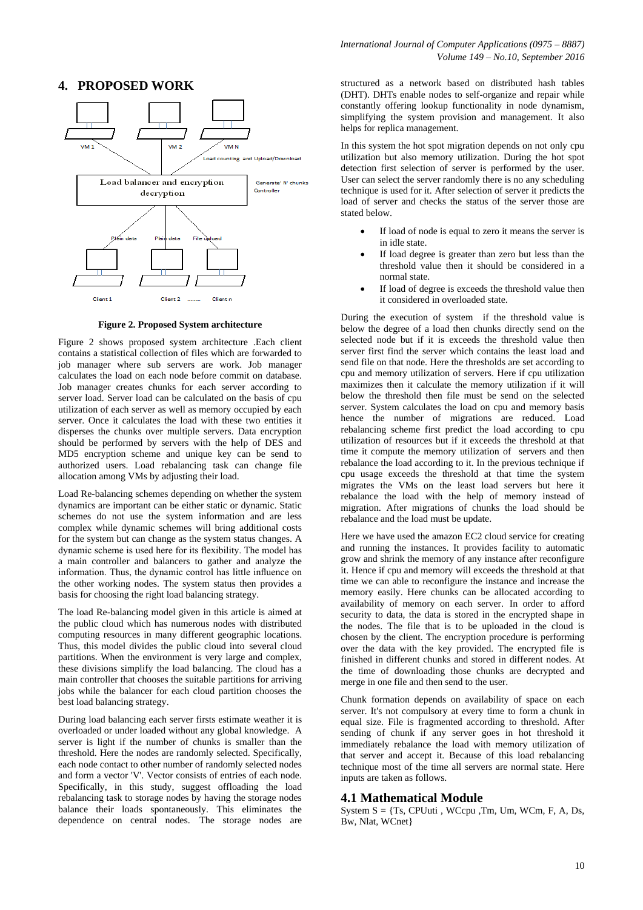## 4. PROPOSED WORK

**Figure 2. Proposed System architecture**

Figure 2 shows proposed system architecture .Each client contains a statistical collection of files which are forwarded to job manager where sub servers are work. Job manager calculates the load on each node before commit on database. Job manager creates chunks for each server according to server load. Server load can be calculated on the basis of cpu utilization of each server as well as memory occupied by each server. Once it calculates the load with these two entities it disperses the chunks over multiple servers. Data encryption should be performed by servers with the help of DES and MD5 encryption scheme and unique key can be send to authorized users. Load rebalancing task can change file allocation among VMs by adjusting their load.

Load Re-balancing schemes depending on whether the system dynamics are important can be either static or dynamic. Static schemes do not use the system information and are less complex while dynamic schemes will bring additional costs for the system but can change as the system status changes. A dynamic scheme is used here for its flexibility. The model has a main controller and balancers to gather and analyze the information. Thus, the dynamic control has little influence on the other working nodes. The system status then provides a basis for choosing the right load balancing strategy.

The load Re-balancing model given in this article is aimed at the public cloud which has numerous nodes with distributed computing resources in many different geographic locations. Thus, this model divides the public cloud into several cloud partitions. When the environment is very large and complex, these divisions simplify the load balancing. The cloud has a main controller that chooses the suitable partitions for arriving jobs while the balancer for each cloud partition chooses the best load balancing strategy.

During load balancing each server firsts estimate weather it is overloaded or under loaded without any global knowledge. A server is light if the number of chunks is smaller than the threshold. Here the nodes are randomly selected. Specifically, each node contact to other number of randomly selected nodes and form a vector 'V'. Vector consists of entries of each node. Specifically, in this study, suggest offloading the load rebalancing task to storage nodes by having the storage nodes balance their loads spontaneously. This eliminates the dependence on central nodes. The storage nodes are structured as a network based on distributed hash tables (DHT). DHTs enable nodes to self-organize and repair while constantly offering lookup functionality in node dynamism, simplifying the system provision and management. It also helps for replica management.

In this system the hot spot migration depends on not only cpu utilization but also memory utilization. During the hot spot detection first selection of server is performed by the user. User can select the server randomly there is no any scheduling technique is used for it. After selection of server it predicts the load of server and checks the status of the server those are stated below.

- If load of node is equal to zero it means the server is in idle state.
- If load degree is greater than zero but less than the threshold value then it should be considered in a normal state.
- If load of degree is exceeds the threshold value then it considered in overloaded state.

During the execution of system if the threshold value is below the degree of a load then chunks directly send on the selected node but if it is exceeds the threshold value then server first find the server which contains the least load and send file on that node. Here the thresholds are set according to cpu and memory utilization of servers. Here if cpu utilization maximizes then it calculate the memory utilization if it will below the threshold then file must be send on the selected server. System calculates the load on cpu and memory basis hence the number of migrations are reduced. Load rebalancing scheme first predict the load according to cpu utilization of resources but if it exceeds the threshold at that time it compute the memory utilization of servers and then rebalance the load according to it. In the previous technique if cpu usage exceeds the threshold at that time the system migrates the VMs on the least load servers but here it rebalance the load with the help of memory instead of migration. After migrations of chunks the load should be rebalance and the load must be update.

Here we have used the amazon EC2 cloud service for creating and running the instances. It provides facility to automatic grow and shrink the memory of any instance after reconfigure it. Hence if cpu and memory will exceeds the threshold at that time we can able to reconfigure the instance and increase the memory easily. Here chunks can be allocated according to availability of memory on each server. In order to afford security to data, the data is stored in the encrypted shape in the nodes. The file that is to be uploaded in the cloud is chosen by the client. The encryption procedure is performing over the data with the key provided. The encrypted file is finished in different chunks and stored in different nodes. At the time of downloading those chunks are decrypted and merge in one file and then send to the user.

Chunk formation depends on availability of space on each server. It's not compulsory at every time to form a chunk in equal size. File is fragmented according to threshold. After sending of chunk if any server goes in hot threshold it immediately rebalance the load with memory utilization of that server and accept it. Because of this load rebalancing technique most of the time all servers are normal state. Here inputs are taken as follows.

### 4.1 Mathematical Module

System S = {Ts, CPUuti , WCcpu ,Tm, Um, WCm, F, A, Ds, Bw, Nlat, WCnet}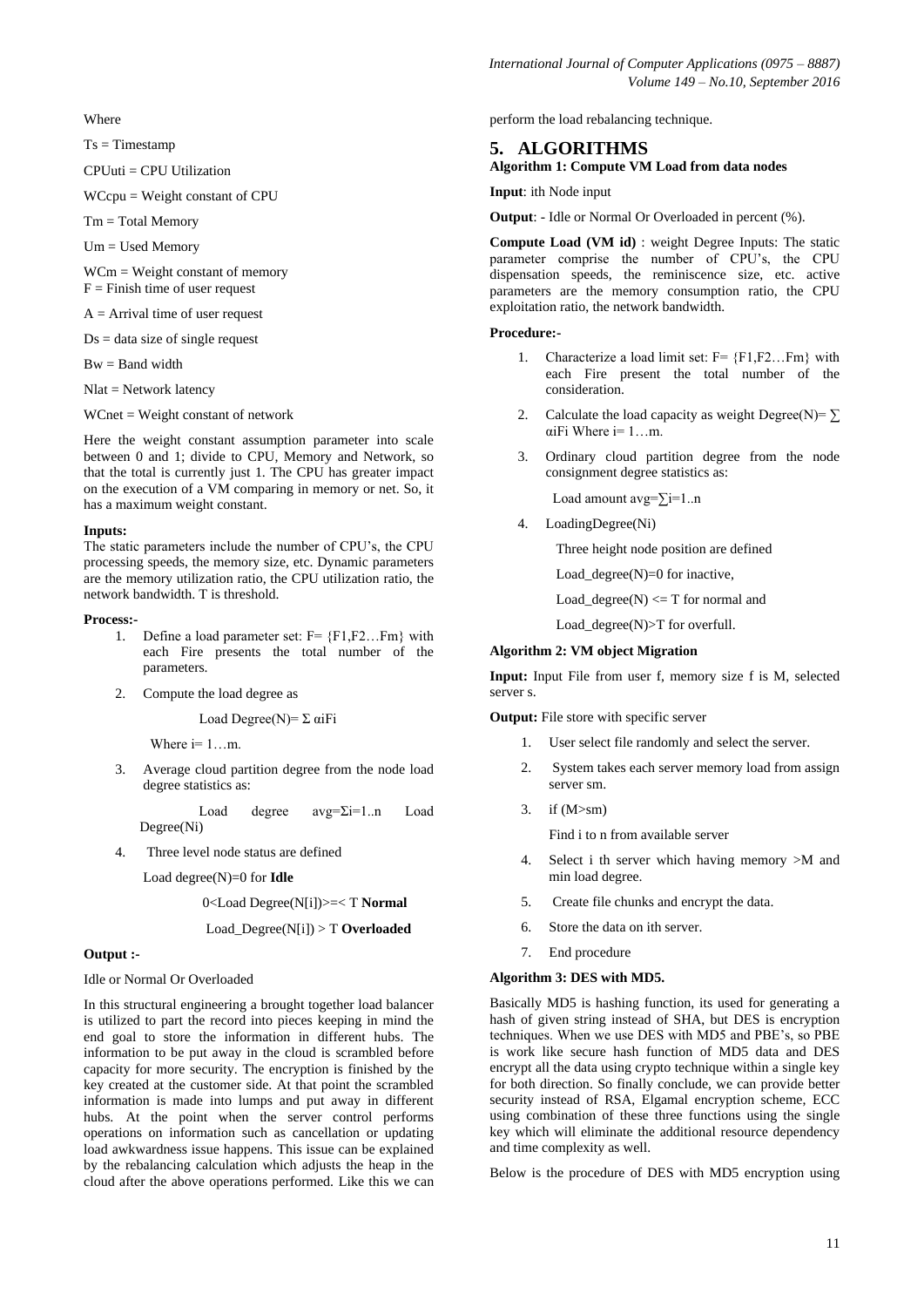Where

Ts = Timestamp

CPUuti = CPU Utilization

WCcpu = Weight constant of CPU

Tm = Total Memory

Um = Used Memory

WCm = Weight constant of memory
F = Finish time of user request

A = Arrival time of user request

Ds = data size of single request

Bw = Band width

Nlat = Network latency

WCnet = Weight constant of network

Here the weight constant assumption parameter into scale between 0 and 1; divide to CPU, Memory and Network, so that the total is currently just 1. The CPU has greater impact on the execution of a VM comparing in memory or net. So, it has a maximum weight constant.

**Inputs:**
The static parameters include the number of CPU's, the CPU processing speeds, the memory size, etc. Dynamic parameters are the memory utilization ratio, the CPU utilization ratio, the network bandwidth. T is threshold.

**Process:-**

1. Define a load parameter set: F= {F1,F2…Fm} with each Fire presents the total number of the parameters.
2. Compute the load degree as

   Load Degree(N)= Σ αiFi

   Where i= 1…m.
3. Average cloud partition degree from the node load degree statistics as:

   Load degree avg=Σi=1..n Load Degree(Ni)
4. Three level node status are defined

   Load degree(N)=0 for **Idle**

   0<Load Degree(N[i])>=< T **Normal**

   Load_Degree(N[i]) > T **Overloaded**

**Output :-**

Idle or Normal Or Overloaded

In this structural engineering a brought together load balancer is utilized to part the record into pieces keeping in mind the end goal to store the information in different hubs. The information to be put away in the cloud is scrambled before capacity for more security. The encryption is finished by the key created at the customer side. At that point the scrambled information is made into lumps and put away in different hubs. At the point when the server control performs operations on information such as cancellation or updating load awkwardness issue happens. This issue can be explained by the rebalancing calculation which adjusts the heap in the cloud after the above operations performed. Like this we can perform the load rebalancing technique.

## 5. ALGORITHMS

**Algorithm 1: Compute VM Load from data nodes**

**Input**: ith Node input

**Output**: - Idle or Normal Or Overloaded in percent (%).

**Compute Load (VM id)** : weight Degree Inputs: The static parameter comprise the number of CPU's, the CPU dispensation speeds, the reminiscence size, etc. active parameters are the memory consumption ratio, the CPU exploitation ratio, the network bandwidth.

**Procedure:-**

1. Characterize a load limit set: F= {F1,F2…Fm} with each Fire present the total number of the consideration.
2. Calculate the load capacity as weight Degree(N)= ∑ αiFi Where i= 1…m.
3. Ordinary cloud partition degree from the node consignment degree statistics as:

   Load amount avg=∑i=1..n
4. LoadingDegree(Ni)

   Three height node position are defined

   Load_degree(N)=0 for inactive,

   Load_degree(N) <= T for normal and

   Load_degree(N)>T for overfull.

**Algorithm 2: VM object Migration**

**Input:** Input File from user f, memory size f is M, selected server s.

**Output:** File store with specific server

1. User select file randomly and select the server.
2. System takes each server memory load from assign server sm.
3. if (M>sm)

   Find i to n from available server
4. Select i th server which having memory >M and min load degree.
5. Create file chunks and encrypt the data.
6. Store the data on ith server.
7. End procedure

**Algorithm 3: DES with MD5.**

Basically MD5 is hashing function, its used for generating a hash of given string instead of SHA, but DES is encryption techniques. When we use DES with MD5 and PBE's, so PBE is work like secure hash function of MD5 data and DES encrypt all the data using crypto technique within a single key for both direction. So finally conclude, we can provide better security instead of RSA, Elgamal encryption scheme, ECC using combination of these three functions using the single key which will eliminate the additional resource dependency and time complexity as well.

Below is the procedure of DES with MD5 encryption using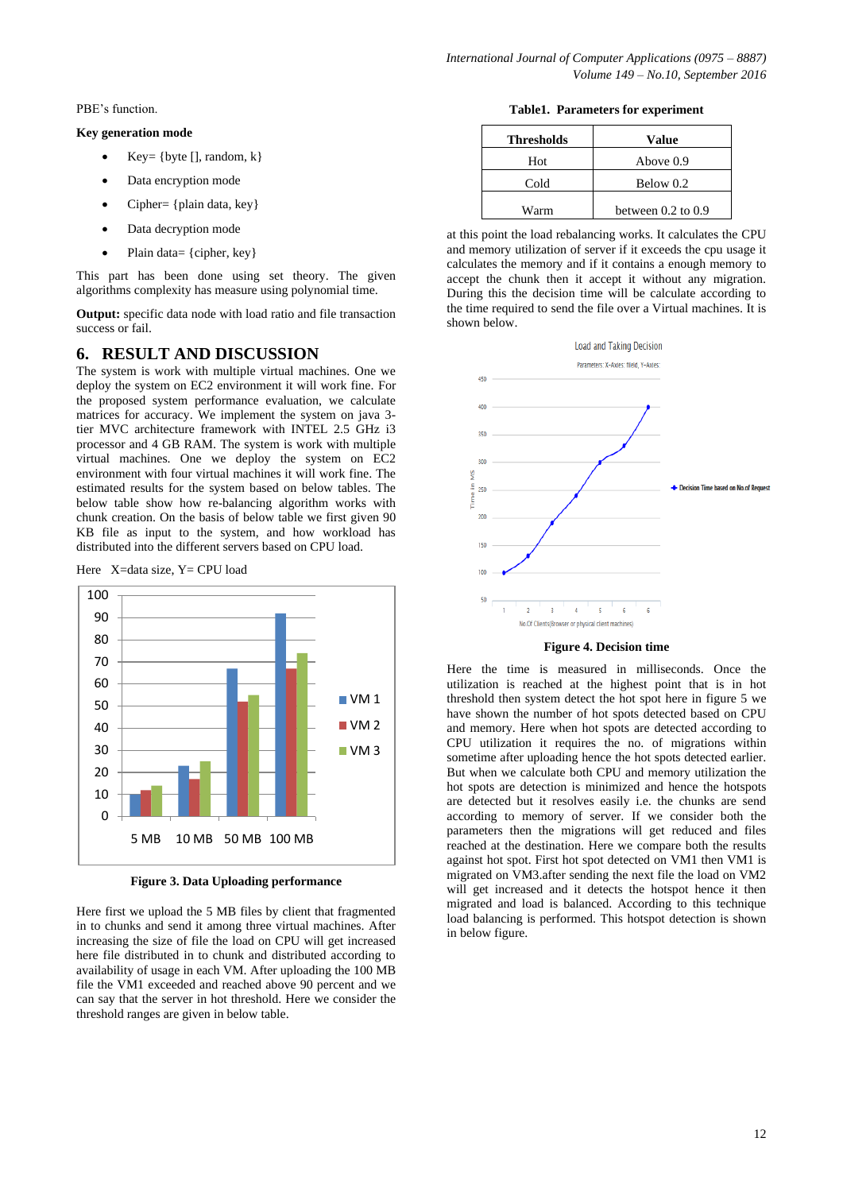PBE's function.

**Key generation mode**

- Key= {byte [], random, k}
- Data encryption mode
- Cipher= {plain data, key}
- Data decryption mode
- Plain data= {cipher, key}

This part has been done using set theory. The given algorithms complexity has measure using polynomial time.

**Output:** specific data node with load ratio and file transaction success or fail.

## 6. RESULT AND DISCUSSION

The system is work with multiple virtual machines. One we deploy the system on EC2 environment it will work fine. For the proposed system performance evaluation, we calculate matrices for accuracy. We implement the system on java 3-tier MVC architecture framework with INTEL 2.5 GHz i3 processor and 4 GB RAM. The system is work with multiple virtual machines. One we deploy the system on EC2 environment with four virtual machines it will work fine. The estimated results for the system based on below tables. The below table show how re-balancing algorithm works with chunk creation. On the basis of below table we first given 90 KB file as input to the system, and how workload has distributed into the different servers based on CPU load.

Here X=data size, Y= CPU load

**Figure 3. Data Uploading performance**

Here first we upload the 5 MB files by client that fragmented in to chunks and send it among three virtual machines. After increasing the size of file the load on CPU will get increased here file distributed in to chunk and distributed according to availability of usage in each VM. After uploading the 100 MB file the VM1 exceeded and reached above 90 percent and we can say that the server in hot threshold. Here we consider the threshold ranges are given in below table.

**Table1. Parameters for experiment**

| Thresholds | Value |
|---|---|
| Hot | Above 0.9 |
| Cold | Below 0.2 |
| Warm | between 0.2 to 0.9 |

at this point the load rebalancing works. It calculates the CPU and memory utilization of server if it exceeds the cpu usage it calculates the memory and if it contains a enough memory to accept the chunk then it accept it without any migration. During this the decision time will be calculate according to the time required to send the file over a Virtual machines. It is shown below.

**Figure 4. Decision time**

Here the time is measured in milliseconds. Once the utilization is reached at the highest point that is in hot threshold then system detect the hot spot here in figure 5 we have shown the number of hot spots detected based on CPU and memory. Here when hot spots are detected according to CPU utilization it requires the no. of migrations within sometime after uploading hence the hot spots detected earlier. But when we calculate both CPU and memory utilization the hot spots are detection is minimized and hence the hotspots are detected but it resolves easily i.e. the chunks are send according to memory of server. If we consider both the parameters then the migrations will get reduced and files reached at the destination. Here we compare both the results against hot spot. First hot spot detected on VM1 then VM1 is migrated on VM3.after sending the next file the load on VM2 will get increased and it detects the hotspot hence it then migrated and load is balanced. According to this technique load balancing is performed. This hotspot detection is shown in below figure.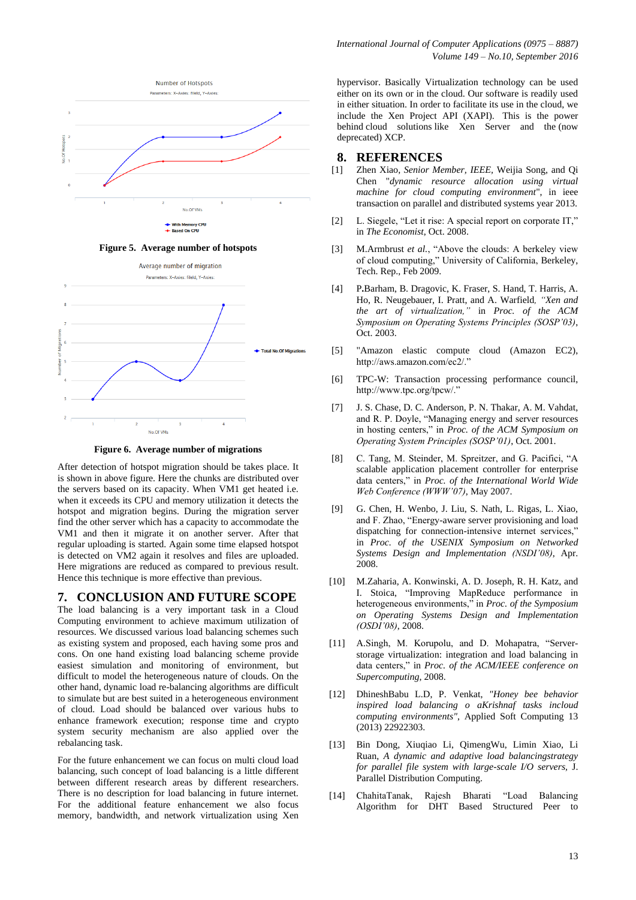Figure 5. Average number of hotspots

Figure 6. Average number of migrations

After detection of hotspot migration should be takes place. It is shown in above figure. Here the chunks are distributed over the servers based on its capacity. When VM1 get heated i.e. when it exceeds its CPU and memory utilization it detects the hotspot and migration begins. During the migration server find the other server which has a capacity to accommodate the VM1 and then it migrate it on another server. After that regular uploading is started. Again some time elapsed hotspot is detected on VM2 again it resolves and files are uploaded. Here migrations are reduced as compared to previous result. Hence this technique is more effective than previous.

## 7. CONCLUSION AND FUTURE SCOPE

The load balancing is a very important task in a Cloud Computing environment to achieve maximum utilization of resources. We discussed various load balancing schemes such as existing system and proposed, each having some pros and cons. On one hand existing load balancing scheme provide easiest simulation and monitoring of environment, but difficult to model the heterogeneous nature of clouds. On the other hand, dynamic load re-balancing algorithms are difficult to simulate but are best suited in a heterogeneous environment of cloud. Load should be balanced over various hubs to enhance framework execution; response time and crypto system security mechanism are also applied over the rebalancing task.

For the future enhancement we can focus on multi cloud load balancing, such concept of load balancing is a little different between different research areas by different researchers. There is no description for load balancing in future internet. For the additional feature enhancement we also focus memory, bandwidth, and network virtualization using Xen hypervisor. Basically Virtualization technology can be used either on its own or in the cloud. Our software is readily used in either situation. In order to facilitate its use in the cloud, we include the Xen Project API (XAPI). This is the power behind cloud solutions like Xen Server and the (now deprecated) XCP.

## 8. REFERENCES

[1] Zhen Xiao, *Senior Member, IEEE*, Weijia Song, and Qi Chen "*dynamic resource allocation using virtual machine for cloud computing environment*", in ieee transaction on parallel and distributed systems year 2013.

[2] L. Siegele, "Let it rise: A special report on corporate IT," in *The Economist*, Oct. 2008.

[3] M.Armbrust *et al.*, "Above the clouds: A berkeley view of cloud computing," University of California, Berkeley, Tech. Rep., Feb 2009.

[4] P.Barham, B. Dragovic, K. Fraser, S. Hand, T. Harris, A. Ho, R. Neugebauer, I. Pratt, and A. Warfield, *"Xen and the art of virtualization,"* in *Proc. of the ACM Symposium on Operating Systems Principles (SOSP'03)*, Oct. 2003.

[5] "Amazon elastic compute cloud (Amazon EC2), http://aws.amazon.com/ec2/."

[6] TPC-W: Transaction processing performance council, http://www.tpc.org/tpcw/."

[7] J. S. Chase, D. C. Anderson, P. N. Thakar, A. M. Vahdat, and R. P. Doyle, "Managing energy and server resources in hosting centers," in *Proc. of the ACM Symposium on Operating System Principles (SOSP'01)*, Oct. 2001.

[8] C. Tang, M. Steinder, M. Spreitzer, and G. Pacifici, "A scalable application placement controller for enterprise data centers," in *Proc. of the International World Wide Web Conference (WWW'07)*, May 2007.

[9] G. Chen, H. Wenbo, J. Liu, S. Nath, L. Rigas, L. Xiao, and F. Zhao, "Energy-aware server provisioning and load dispatching for connection-intensive internet services," in *Proc. of the USENIX Symposium on Networked Systems Design and Implementation (NSDI'08)*, Apr. 2008.

[10] M.Zaharia, A. Konwinski, A. D. Joseph, R. H. Katz, and I. Stoica, "Improving MapReduce performance in heterogeneous environments," in *Proc. of the Symposium on Operating Systems Design and Implementation (OSDI'08)*, 2008.

[11] A.Singh, M. Korupolu, and D. Mohapatra, "Server-storage virtualization: integration and load balancing in data centers," in *Proc. of the ACM/IEEE conference on Supercomputing*, 2008.

[12] DhineshBabu L.D, P. Venkat, *"Honey bee behavior inspired load balancing o aKrishnaf tasks incloud computing environments"*, Applied Soft Computing 13 (2013) 22922303.

[13] Bin Dong, Xiuqiao Li, QimengWu, Limin Xiao, Li Ruan, *A dynamic and adaptive load balancingstrategy for parallel file system with large-scale I/O servers*, J. Parallel Distribution Computing.

[14] ChahitaTanak, Rajesh Bharati "Load Balancing Algorithm for DHT Based Structured Peer to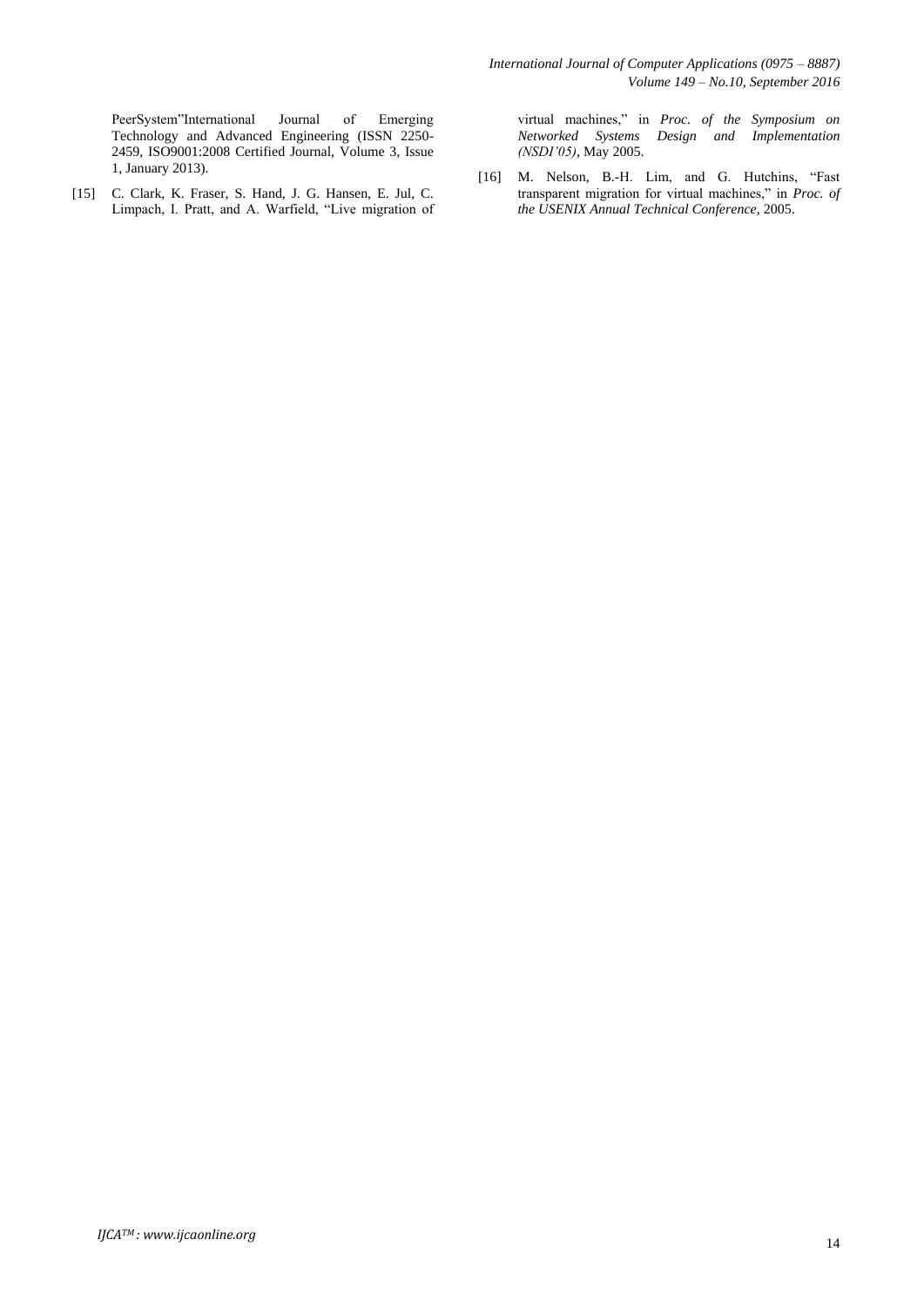PeerSystem"International Journal of Emerging Technology and Advanced Engineering (ISSN 2250-2459, ISO9001:2008 Certified Journal, Volume 3, Issue 1, January 2013).

[15] C. Clark, K. Fraser, S. Hand, J. G. Hansen, E. Jul, C. Limpach, I. Pratt, and A. Warfield, "Live migration of virtual machines," in *Proc. of the Symposium on Networked Systems Design and Implementation (NSDI'05)*, May 2005.

[16] M. Nelson, B.-H. Lim, and G. Hutchins, "Fast transparent migration for virtual machines," in *Proc. of the USENIX Annual Technical Conference*, 2005.